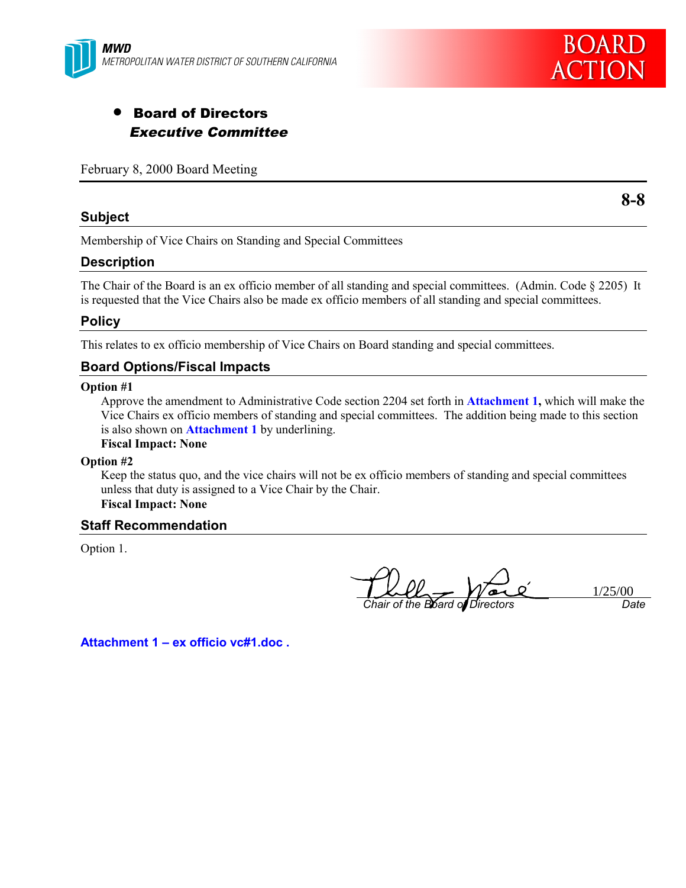**MWD**
*METROPOLITAN WATER DISTRICT OF SOUTHERN CALIFORNIA*

**BOARD ACTION**

- **Board of Directors**
  ***Executive Committee***

February 8, 2000 Board Meeting

**8-8**

## Subject

Membership of Vice Chairs on Standing and Special Committees

## Description

The Chair of the Board is an ex officio member of all standing and special committees. (Admin. Code § 2205) It is requested that the Vice Chairs also be made ex officio members of all standing and special committees.

## Policy

This relates to ex officio membership of Vice Chairs on Board standing and special committees.

## Board Options/Fiscal Impacts

**Option #1**

Approve the amendment to Administrative Code section 2204 set forth in **Attachment 1,** which will make the Vice Chairs ex officio members of standing and special committees. The addition being made to this section is also shown on **Attachment 1** by underlining.

**Fiscal Impact: None**

**Option #2**

Keep the status quo, and the vice chairs will not be ex officio members of standing and special committees unless that duty is assigned to a Vice Chair by the Chair.

**Fiscal Impact: None**

## Staff Recommendation

Option 1.

*Chair of the Board of Directors* — 1/25/00 *Date*

**Attachment 1 – ex officio vc#1.doc .**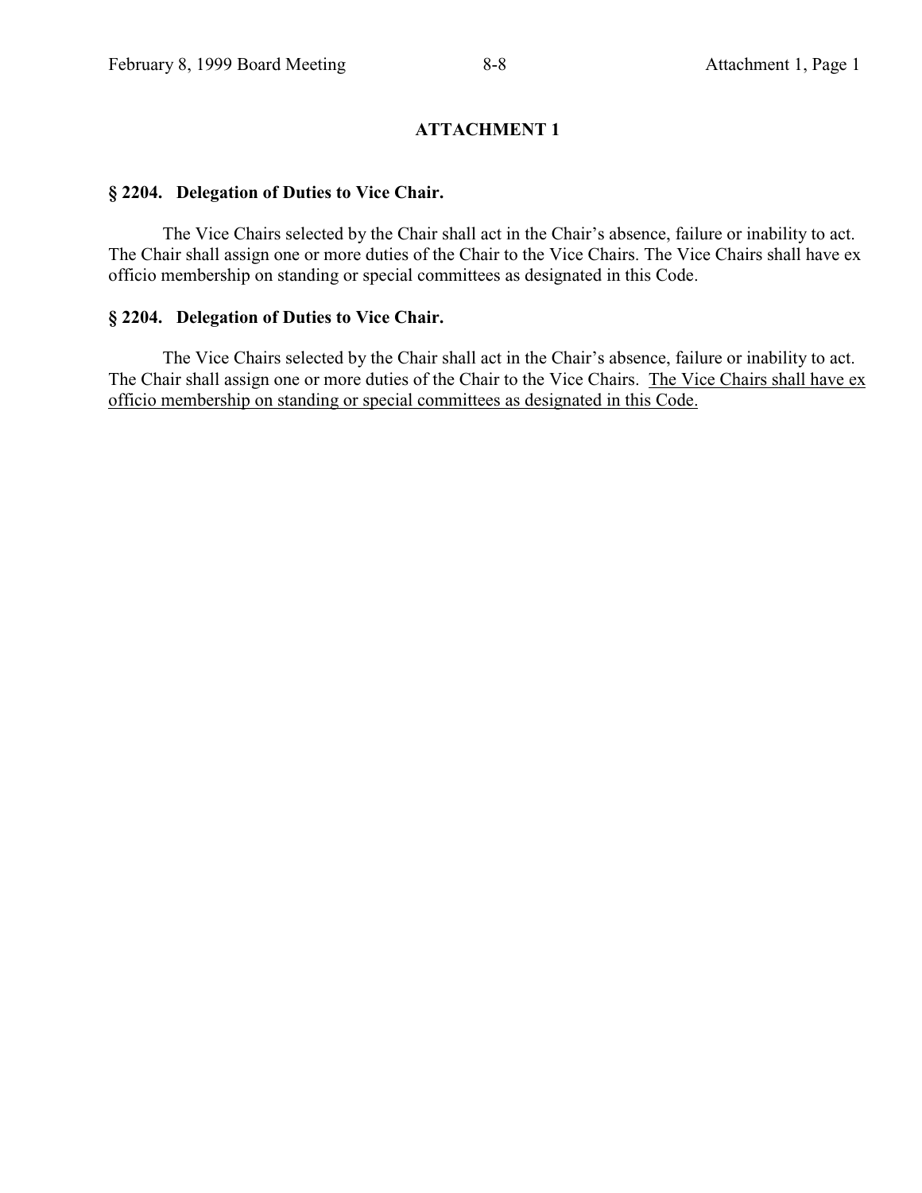## ATTACHMENT 1

### § 2204. Delegation of Duties to Vice Chair.

The Vice Chairs selected by the Chair shall act in the Chair's absence, failure or inability to act. The Chair shall assign one or more duties of the Chair to the Vice Chairs. The Vice Chairs shall have ex officio membership on standing or special committees as designated in this Code.

### § 2204. Delegation of Duties to Vice Chair.

The Vice Chairs selected by the Chair shall act in the Chair's absence, failure or inability to act. The Chair shall assign one or more duties of the Chair to the Vice Chairs. <u>The Vice Chairs shall have ex officio membership on standing or special committees as designated in this Code.</u>